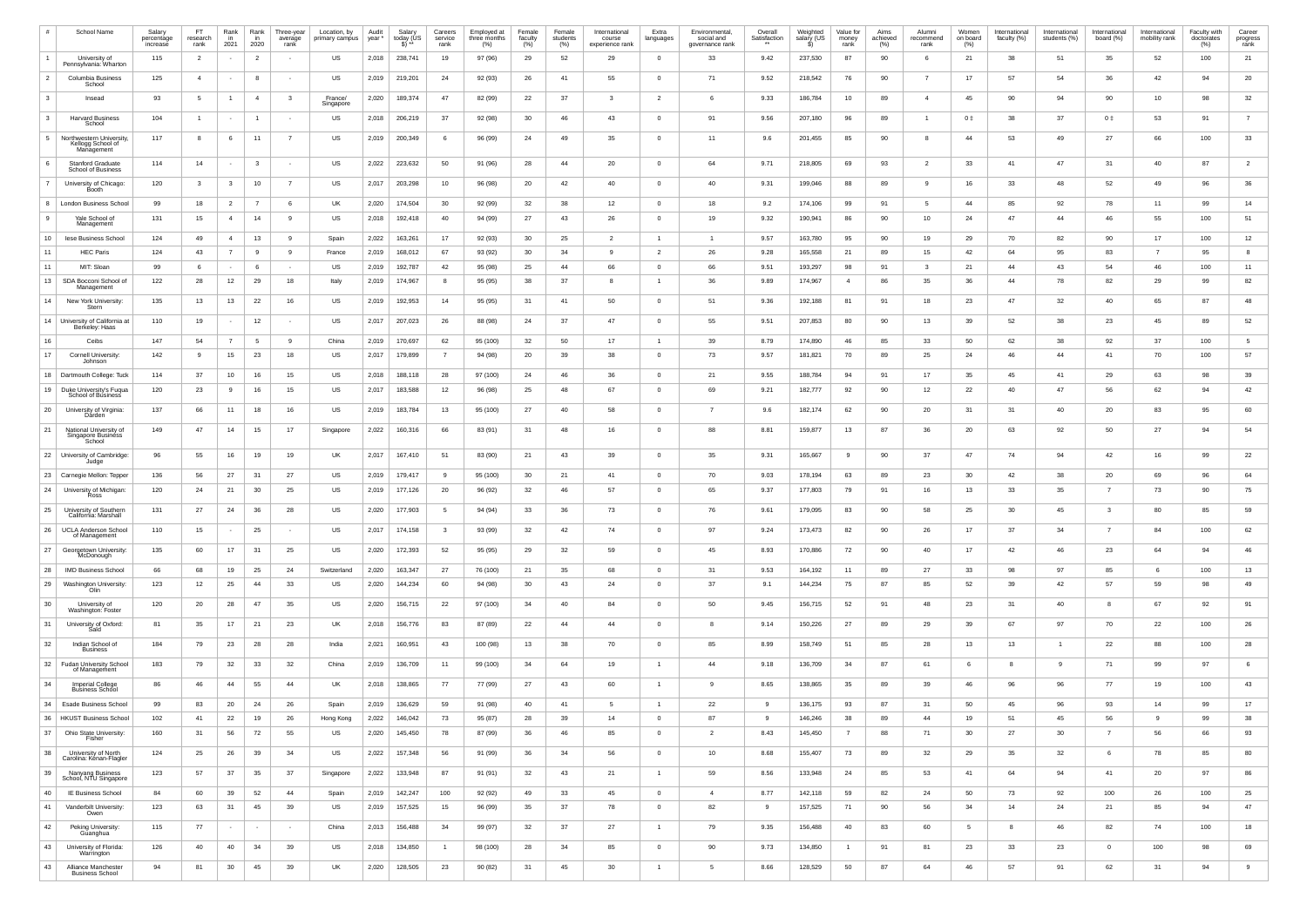| # | School Name | Salary percentage increase | FT research rank | Rank in 2021 | Rank in 2020 | Three-year average rank | Location, by primary campus | Audit year * | Salary today (US $) ** | Careers service rank | Employed at three months (%) | Female faculty (%) | Female students (%) | International course experience rank | Extra languages | Environmental, social and governance rank | Overall Satisfaction ** | Weighted salary (US $) | Value for money rank | Aims achieved (%) | Alumni recommend rank | Women on board (%) | International faculty (%) | International students (%) | International board (%) | International mobility rank | Faculty with doctorates (%) | Career progress rank |
|---|---|---|---|---|---|---|---|---|---|---|---|---|---|---|---|---|---|---|---|---|---|---|---|---|---|---|---|---|
| 1 | University of Pennsylvania: Wharton | 115 | 2 | - | 2 | - | US | 2,018 | 238,741 | 19 | 97 (96) | 29 | 52 | 29 | 0 | 33 | 9.42 | 237,530 | 87 | 90 | 6 | 21 | 38 | 51 | 35 | 52 | 100 | 21 |
| 2 | Columbia Business School | 125 | 4 | - | 8 | - | US | 2,019 | 219,201 | 24 | 92 (93) | 26 | 41 | 55 | 0 | 71 | 9.52 | 218,542 | 76 | 90 | 7 | 17 | 57 | 54 | 36 | 42 | 94 | 20 |
| 3 | Insead | 93 | 5 | 1 | 4 | 3 | France/ Singapore | 2,020 | 189,374 | 47 | 82 (99) | 22 | 37 | 3 | 2 | 6 | 9.33 | 186,784 | 10 | 89 | 4 | 45 | 90 | 94 | 90 | 10 | 98 | 32 |
| 3 | Harvard Business School | 104 | 1 | - | 1 | - | US | 2,018 | 206,219 | 37 | 92 (98) | 30 | 46 | 43 | 0 | 91 | 9.56 | 207,180 | 96 | 89 | 1 | 0 ‡ | 38 | 37 | 0 ‡ | 53 | 91 | 7 |
| 5 | Northwestern University, Kellogg School of Management | 117 | 8 | 6 | 11 | 7 | US | 2,019 | 200,349 | 6 | 96 (99) | 24 | 49 | 35 | 0 | 11 | 9.6 | 201,455 | 85 | 90 | 8 | 44 | 53 | 49 | 27 | 66 | 100 | 33 |
| 6 | Stanford Graduate School of Business | 114 | 14 | - | 3 | - | US | 2,022 | 223,632 | 50 | 91 (96) | 28 | 44 | 20 | 0 | 64 | 9.71 | 218,805 | 69 | 93 | 2 | 33 | 41 | 47 | 31 | 40 | 87 | 2 |
| 7 | University of Chicago: Booth | 120 | 3 | 3 | 10 | 7 | US | 2,017 | 203,298 | 10 | 96 (98) | 20 | 42 | 40 | 0 | 40 | 9.31 | 199,046 | 88 | 89 | 9 | 16 | 33 | 48 | 52 | 49 | 96 | 36 |
| 8 | London Business School | 99 | 18 | 2 | 7 | 6 | UK | 2,020 | 174,504 | 30 | 92 (99) | 32 | 38 | 12 | 0 | 18 | 9.2 | 174,106 | 99 | 91 | 5 | 44 | 85 | 92 | 78 | 11 | 99 | 14 |
| 9 | Yale School of Management | 131 | 15 | 4 | 14 | 9 | US | 2,018 | 192,418 | 40 | 94 (99) | 27 | 43 | 26 | 0 | 19 | 9.32 | 190,941 | 86 | 90 | 10 | 24 | 47 | 44 | 46 | 55 | 100 | 51 |
| 10 | Iese Business School | 124 | 49 | 4 | 13 | 9 | Spain | 2,022 | 163,261 | 17 | 92 (93) | 30 | 25 | 2 | 1 | 1 | 9.57 | 163,780 | 95 | 90 | 19 | 29 | 70 | 82 | 90 | 17 | 100 | 12 |
| 11 | HEC Paris | 124 | 43 | 7 | 9 | 9 | France | 2,019 | 168,012 | 67 | 93 (92) | 30 | 34 | 9 | 2 | 26 | 9.28 | 165,558 | 21 | 89 | 15 | 42 | 64 | 95 | 83 | 7 | 95 | 8 |
| 11 | MIT: Sloan | 99 | 6 | - | 6 | - | US | 2,019 | 192,787 | 42 | 95 (98) | 25 | 44 | 66 | 0 | 66 | 9.51 | 193,297 | 98 | 91 | 3 | 21 | 44 | 43 | 54 | 46 | 100 | 11 |
| 13 | SDA Bocconi School of Management | 122 | 28 | 12 | 29 | 18 | Italy | 2,019 | 174,967 | 8 | 95 (95) | 38 | 37 | 8 | 1 | 36 | 9.89 | 174,967 | 4 | 86 | 35 | 36 | 44 | 78 | 82 | 29 | 99 | 82 |
| 14 | New York University: Stern | 135 | 13 | 13 | 22 | 16 | US | 2,019 | 192,953 | 14 | 95 (95) | 31 | 41 | 50 | 0 | 51 | 9.36 | 192,188 | 81 | 91 | 18 | 23 | 47 | 32 | 40 | 65 | 87 | 48 |
| 14 | University of California at Berkeley: Haas | 110 | 19 | - | 12 | - | US | 2,017 | 207,023 | 26 | 88 (98) | 24 | 37 | 47 | 0 | 55 | 9.51 | 207,853 | 80 | 90 | 13 | 39 | 52 | 38 | 23 | 45 | 89 | 52 |
| 16 | Ceibs | 147 | 54 | 7 | 5 | 9 | China | 2,019 | 170,697 | 62 | 95 (100) | 32 | 50 | 17 | 1 | 39 | 8.79 | 174,890 | 46 | 85 | 33 | 50 | 62 | 38 | 92 | 37 | 100 | 5 |
| 17 | Cornell University: Johnson | 142 | 9 | 15 | 23 | 18 | US | 2,017 | 179,899 | 7 | 94 (98) | 20 | 39 | 38 | 0 | 73 | 9.57 | 181,821 | 70 | 89 | 25 | 24 | 46 | 44 | 41 | 70 | 100 | 57 |
| 18 | Dartmouth College: Tuck | 114 | 37 | 10 | 16 | 15 | US | 2,018 | 188,118 | 28 | 97 (100) | 24 | 46 | 36 | 0 | 21 | 9.55 | 188,784 | 94 | 91 | 17 | 35 | 45 | 41 | 29 | 63 | 98 | 39 |
| 19 | Duke University's Fuqua School of Business | 120 | 23 | 9 | 16 | 15 | US | 2,017 | 183,588 | 12 | 96 (98) | 25 | 48 | 67 | 0 | 69 | 9.21 | 182,777 | 92 | 90 | 12 | 22 | 40 | 47 | 56 | 62 | 94 | 42 |
| 20 | University of Virginia: Darden | 137 | 66 | 11 | 18 | 16 | US | 2,019 | 183,784 | 13 | 95 (100) | 27 | 40 | 58 | 0 | 7 | 9.6 | 182,174 | 62 | 90 | 20 | 31 | 31 | 40 | 20 | 83 | 95 | 60 |
| 21 | National University of Singapore Business School | 149 | 47 | 14 | 15 | 17 | Singapore | 2,022 | 160,316 | 66 | 83 (91) | 31 | 48 | 16 | 0 | 88 | 8.81 | 159,877 | 13 | 87 | 36 | 20 | 63 | 92 | 50 | 27 | 94 | 54 |
| 22 | University of Cambridge: Judge | 96 | 55 | 16 | 19 | 19 | UK | 2,017 | 167,410 | 51 | 83 (90) | 21 | 43 | 39 | 0 | 35 | 9.31 | 165,667 | 9 | 90 | 37 | 47 | 74 | 94 | 42 | 16 | 99 | 22 |
| 23 | Carnegie Mellon: Tepper | 136 | 56 | 27 | 31 | 27 | US | 2,019 | 179,417 | 9 | 95 (100) | 30 | 21 | 41 | 0 | 70 | 9.03 | 178,194 | 63 | 89 | 23 | 30 | 42 | 38 | 20 | 69 | 96 | 64 |
| 24 | University of Michigan: Ross | 120 | 24 | 21 | 30 | 25 | US | 2,019 | 177,126 | 20 | 96 (92) | 32 | 46 | 57 | 0 | 65 | 9.37 | 177,803 | 79 | 91 | 16 | 13 | 33 | 35 | 7 | 73 | 90 | 75 |
| 25 | University of Southern California: Marshall | 131 | 27 | 24 | 36 | 28 | US | 2,020 | 177,903 | 5 | 94 (94) | 33 | 36 | 73 | 0 | 76 | 9.61 | 179,095 | 83 | 90 | 58 | 25 | 30 | 45 | 3 | 80 | 85 | 59 |
| 26 | UCLA Anderson School of Management | 110 | 15 | - | 25 | - | US | 2,017 | 174,158 | 3 | 93 (99) | 32 | 42 | 74 | 0 | 97 | 9.24 | 173,473 | 82 | 90 | 26 | 17 | 37 | 34 | 7 | 84 | 100 | 62 |
| 27 | Georgetown University: McDonough | 135 | 60 | 17 | 31 | 25 | US | 2,020 | 172,393 | 52 | 95 (95) | 29 | 32 | 59 | 0 | 45 | 8.93 | 170,886 | 72 | 90 | 40 | 17 | 42 | 46 | 23 | 64 | 94 | 46 |
| 28 | IMD Business School | 66 | 68 | 19 | 25 | 24 | Switzerland | 2,020 | 163,347 | 27 | 76 (100) | 21 | 35 | 68 | 0 | 31 | 9.53 | 164,192 | 11 | 89 | 27 | 33 | 98 | 97 | 85 | 6 | 100 | 13 |
| 29 | Washington University: Olin | 123 | 12 | 25 | 44 | 33 | US | 2,020 | 144,234 | 60 | 94 (98) | 30 | 43 | 24 | 0 | 37 | 9.1 | 144,234 | 75 | 87 | 85 | 52 | 39 | 42 | 57 | 59 | 98 | 49 |
| 30 | University of Washington: Foster | 120 | 20 | 28 | 47 | 35 | US | 2,020 | 156,715 | 22 | 97 (100) | 34 | 40 | 84 | 0 | 50 | 9.45 | 156,715 | 52 | 91 | 48 | 23 | 31 | 40 | 8 | 67 | 92 | 91 |
| 31 | University of Oxford: Saïd | 81 | 35 | 17 | 21 | 23 | UK | 2,018 | 156,776 | 83 | 87 (89) | 22 | 44 | 44 | 0 | 8 | 9.14 | 150,226 | 27 | 89 | 29 | 39 | 67 | 97 | 70 | 22 | 100 | 26 |
| 32 | Indian School of Business | 184 | 79 | 23 | 28 | 28 | India | 2,021 | 160,951 | 43 | 100 (98) | 13 | 38 | 70 | 0 | 85 | 8.99 | 158,749 | 51 | 85 | 28 | 13 | 13 | 1 | 22 | 88 | 100 | 28 |
| 32 | Fudan University School of Management | 183 | 79 | 32 | 33 | 32 | China | 2,019 | 136,709 | 11 | 99 (100) | 34 | 64 | 19 | 1 | 44 | 9.18 | 136,709 | 34 | 87 | 61 | 6 | 8 | 9 | 71 | 99 | 97 | 6 |
| 34 | Imperial College Business School | 86 | 46 | 44 | 55 | 44 | UK | 2,018 | 138,865 | 77 | 77 (99) | 27 | 43 | 60 | 1 | 9 | 8.65 | 138,865 | 35 | 89 | 39 | 46 | 96 | 96 | 77 | 19 | 100 | 43 |
| 34 | Esade Business School | 99 | 83 | 20 | 24 | 26 | Spain | 2,019 | 136,629 | 59 | 91 (98) | 40 | 41 | 5 | 1 | 22 | 9 | 136,175 | 93 | 87 | 31 | 50 | 45 | 96 | 93 | 14 | 99 | 17 |
| 36 | HKUST Business School | 102 | 41 | 22 | 19 | 26 | Hong Kong | 2,022 | 146,042 | 73 | 95 (87) | 28 | 39 | 14 | 0 | 87 | 9 | 146,246 | 38 | 89 | 44 | 19 | 51 | 45 | 56 | 9 | 99 | 38 |
| 37 | Ohio State University: Fisher | 160 | 31 | 56 | 72 | 55 | US | 2,020 | 145,450 | 78 | 87 (99) | 36 | 46 | 85 | 0 | 2 | 8.43 | 145,450 | 7 | 88 | 71 | 30 | 27 | 30 | 7 | 56 | 66 | 93 |
| 38 | University of North Carolina: Kenan-Flagler | 124 | 25 | 26 | 39 | 34 | US | 2,022 | 157,348 | 56 | 91 (99) | 36 | 34 | 56 | 0 | 10 | 8.68 | 155,407 | 73 | 89 | 32 | 29 | 35 | 32 | 6 | 78 | 85 | 80 |
| 39 | Nanyang Business School, NTU Singapore | 123 | 57 | 37 | 35 | 37 | Singapore | 2,022 | 133,948 | 87 | 91 (91) | 32 | 43 | 21 | 1 | 59 | 8.56 | 133,948 | 24 | 85 | 53 | 41 | 64 | 94 | 41 | 20 | 97 | 86 |
| 40 | IE Business School | 84 | 60 | 39 | 52 | 44 | Spain | 2,019 | 142,247 | 100 | 92 (92) | 49 | 33 | 45 | 0 | 4 | 8.77 | 142,118 | 59 | 82 | 24 | 50 | 73 | 92 | 100 | 26 | 100 | 25 |
| 41 | Vanderbilt University: Owen | 123 | 63 | 31 | 45 | 39 | US | 2,019 | 157,525 | 15 | 96 (99) | 35 | 37 | 78 | 0 | 82 | 9 | 157,525 | 71 | 90 | 56 | 34 | 14 | 24 | 21 | 85 | 94 | 47 |
| 42 | Peking University: Guanghua | 115 | 77 | - | - | - | China | 2,013 | 156,488 | 34 | 99 (97) | 32 | 37 | 27 | 1 | 79 | 9.35 | 156,488 | 40 | 83 | 60 | 5 | 8 | 46 | 82 | 74 | 100 | 18 |
| 43 | University of Florida: Warrington | 126 | 40 | 40 | 34 | 39 | US | 2,018 | 134,850 | 1 | 98 (100) | 28 | 34 | 85 | 0 | 90 | 9.73 | 134,850 | 1 | 91 | 81 | 23 | 33 | 23 | 0 | 100 | 98 | 69 |
| 43 | Alliance Manchester Business School | 94 | 81 | 30 | 45 | 39 | UK | 2,020 | 128,505 | 23 | 90 (82) | 31 | 45 | 30 | 1 | 5 | 8.66 | 128,529 | 50 | 87 | 64 | 46 | 57 | 91 | 62 | 31 | 94 | 9 |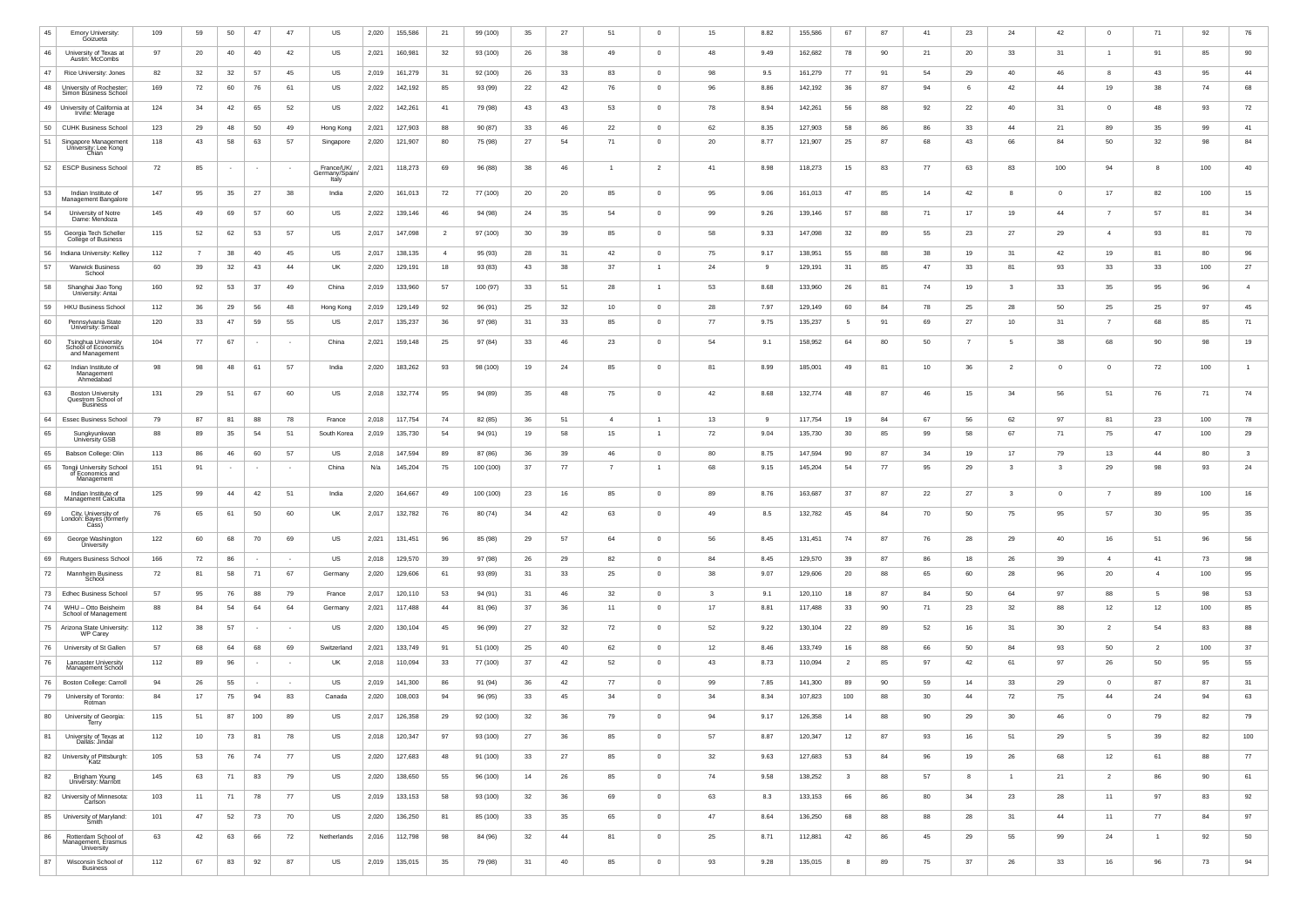| 45 | Emory University: Goizueta | 109 | 59 | 50 | 47 | 47 | US | 2,020 | 155,586 | 21 | 99 (100) | 35 | 27 | 51 | 0 | 15 | 8.82 | 155,586 | 67 | 87 | 41 | 23 | 24 | 42 | 0 | 71 | 92 | 76 |
|---|---|---|---|---|---|---|---|---|---|---|---|---|---|---|---|---|---|---|---|---|---|---|---|---|---|---|---|---|
| 46 | University of Texas at Austin: McCombs | 97 | 20 | 40 | 40 | 42 | US | 2,021 | 160,981 | 32 | 93 (100) | 26 | 38 | 49 | 0 | 48 | 9.49 | 162,682 | 78 | 90 | 21 | 20 | 33 | 31 | 1 | 91 | 85 | 90 |
| 47 | Rice University: Jones | 82 | 32 | 32 | 57 | 45 | US | 2,019 | 161,279 | 31 | 92 (100) | 26 | 33 | 83 | 0 | 98 | 9.5 | 161,279 | 77 | 91 | 54 | 29 | 40 | 46 | 8 | 43 | 95 | 44 |
| 48 | University of Rochester: Simon Business School | 169 | 72 | 60 | 76 | 61 | US | 2,022 | 142,192 | 85 | 93 (99) | 22 | 42 | 76 | 0 | 96 | 8.86 | 142,192 | 36 | 87 | 94 | 6 | 42 | 44 | 19 | 38 | 74 | 68 |
| 49 | University of California at Irvine: Merage | 124 | 34 | 42 | 65 | 52 | US | 2,022 | 142,261 | 41 | 79 (98) | 43 | 43 | 53 | 0 | 78 | 8.94 | 142,261 | 56 | 88 | 92 | 22 | 40 | 31 | 0 | 48 | 93 | 72 |
| 50 | CUHK Business School | 123 | 29 | 48 | 50 | 49 | Hong Kong | 2,021 | 127,903 | 88 | 90 (87) | 33 | 46 | 22 | 0 | 62 | 8.35 | 127,903 | 58 | 86 | 86 | 33 | 44 | 21 | 89 | 35 | 99 | 41 |
| 51 | Singapore Management University: Lee Kong Chian | 118 | 43 | 58 | 63 | 57 | Singapore | 2,020 | 121,907 | 80 | 75 (98) | 27 | 54 | 71 | 0 | 20 | 8.77 | 121,907 | 25 | 87 | 68 | 43 | 66 | 84 | 50 | 32 | 98 | 84 |
| 52 | ESCP Business School | 72 | 85 | - | - | - | France/UK/ Germany/Spain/ Italy | 2,021 | 118,273 | 69 | 96 (88) | 38 | 46 | 1 | 2 | 41 | 8.98 | 118,273 | 15 | 83 | 77 | 63 | 83 | 100 | 94 | 8 | 100 | 40 |
| 53 | Indian Institute of Management Bangalore | 147 | 95 | 35 | 27 | 38 | India | 2,020 | 161,013 | 72 | 77 (100) | 20 | 20 | 85 | 0 | 95 | 9.06 | 161,013 | 47 | 85 | 14 | 42 | 8 | 0 | 17 | 82 | 100 | 15 |
| 54 | University of Notre Dame: Mendoza | 145 | 49 | 69 | 57 | 60 | US | 2,022 | 139,146 | 46 | 94 (98) | 24 | 35 | 54 | 0 | 99 | 9.26 | 139,146 | 57 | 88 | 71 | 17 | 19 | 44 | 7 | 57 | 81 | 34 |
| 55 | Georgia Tech Scheller College of Business | 115 | 52 | 62 | 53 | 57 | US | 2,017 | 147,098 | 2 | 97 (100) | 30 | 39 | 85 | 0 | 58 | 9.33 | 147,098 | 32 | 89 | 55 | 23 | 27 | 29 | 4 | 93 | 81 | 70 |
| 56 | Indiana University: Kelley | 112 | 7 | 38 | 40 | 45 | US | 2,017 | 138,135 | 4 | 95 (93) | 28 | 31 | 42 | 0 | 75 | 9.17 | 138,951 | 55 | 88 | 38 | 19 | 31 | 42 | 19 | 81 | 80 | 96 |
| 57 | Warwick Business School | 60 | 39 | 32 | 43 | 44 | UK | 2,020 | 129,191 | 18 | 93 (83) | 43 | 38 | 37 | 1 | 24 | 9 | 129,191 | 31 | 85 | 47 | 33 | 81 | 93 | 33 | 33 | 100 | 27 |
| 58 | Shanghai Jiao Tong University: Antai | 160 | 92 | 53 | 37 | 49 | China | 2,019 | 133,960 | 57 | 100 (97) | 33 | 51 | 28 | 1 | 53 | 8.68 | 133,960 | 26 | 81 | 74 | 19 | 3 | 33 | 35 | 95 | 96 | 4 |
| 59 | HKU Business School | 112 | 36 | 29 | 56 | 48 | Hong Kong | 2,019 | 129,149 | 92 | 96 (91) | 25 | 32 | 10 | 0 | 28 | 7.97 | 129,149 | 60 | 84 | 78 | 25 | 28 | 50 | 25 | 25 | 97 | 45 |
| 60 | Pennsylvania State University: Smeal | 120 | 33 | 47 | 59 | 55 | US | 2,017 | 135,237 | 36 | 97 (98) | 31 | 33 | 85 | 0 | 77 | 9.75 | 135,237 | 5 | 91 | 69 | 27 | 10 | 31 | 7 | 68 | 85 | 71 |
| 60 | Tsinghua University School of Economics and Management | 104 | 77 | 67 | - | - | China | 2,021 | 159,148 | 25 | 97 (84) | 33 | 46 | 23 | 0 | 54 | 9.1 | 158,952 | 64 | 80 | 50 | 7 | 5 | 38 | 68 | 90 | 98 | 19 |
| 62 | Indian Institute of Management Ahmedabad | 98 | 98 | 48 | 61 | 57 | India | 2,020 | 183,262 | 93 | 98 (100) | 19 | 24 | 85 | 0 | 81 | 8.99 | 185,001 | 49 | 81 | 10 | 36 | 2 | 0 | 0 | 72 | 100 | 1 |
| 63 | Boston University Questrom School of Business | 131 | 29 | 51 | 67 | 60 | US | 2,018 | 132,774 | 95 | 94 (89) | 35 | 48 | 75 | 0 | 42 | 8.68 | 132,774 | 48 | 87 | 46 | 15 | 34 | 56 | 51 | 76 | 71 | 74 |
| 64 | Essec Business School | 79 | 87 | 81 | 88 | 78 | France | 2,018 | 117,754 | 74 | 82 (85) | 36 | 51 | 4 | 1 | 13 | 9 | 117,754 | 19 | 84 | 67 | 56 | 62 | 97 | 81 | 23 | 100 | 78 |
| 65 | Sungkyunkwan University GSB | 88 | 89 | 35 | 54 | 51 | South Korea | 2,019 | 135,730 | 54 | 94 (91) | 19 | 58 | 15 | 1 | 72 | 9.04 | 135,730 | 30 | 85 | 99 | 58 | 67 | 71 | 75 | 47 | 100 | 29 |
| 65 | Babson College: Olin | 113 | 86 | 46 | 60 | 57 | US | 2,018 | 147,594 | 89 | 87 (86) | 36 | 39 | 46 | 0 | 80 | 8.75 | 147,594 | 90 | 87 | 34 | 19 | 17 | 79 | 13 | 44 | 80 | 3 |
| 65 | Tongji University School of Economics and Management | 151 | 91 | - | - | - | China | N/a | 145,204 | 75 | 100 (100) | 37 | 77 | 7 | 1 | 68 | 9.15 | 145,204 | 54 | 77 | 95 | 29 | 3 | 3 | 29 | 98 | 93 | 24 |
| 68 | Indian Institute of Management Calcutta | 125 | 99 | 44 | 42 | 51 | India | 2,020 | 164,667 | 49 | 100 (100) | 23 | 16 | 85 | 0 | 89 | 8.76 | 163,687 | 37 | 87 | 22 | 27 | 3 | 0 | 7 | 89 | 100 | 16 |
| 69 | City, University of London: Bayes (formerly Cass) | 76 | 65 | 61 | 50 | 60 | UK | 2,017 | 132,782 | 76 | 80 (74) | 34 | 42 | 63 | 0 | 49 | 8.5 | 132,782 | 45 | 84 | 70 | 50 | 75 | 95 | 57 | 30 | 95 | 35 |
| 69 | George Washington University | 122 | 60 | 68 | 70 | 69 | US | 2,021 | 131,451 | 96 | 85 (98) | 29 | 57 | 64 | 0 | 56 | 8.45 | 131,451 | 74 | 87 | 76 | 28 | 29 | 40 | 16 | 51 | 96 | 56 |
| 69 | Rutgers Business School | 166 | 72 | 86 | - | - | US | 2,018 | 129,570 | 39 | 97 (98) | 26 | 29 | 82 | 0 | 84 | 8.45 | 129,570 | 39 | 87 | 86 | 18 | 26 | 39 | 4 | 41 | 73 | 98 |
| 72 | Mannheim Business School | 72 | 81 | 58 | 71 | 67 | Germany | 2,020 | 129,606 | 61 | 93 (89) | 31 | 33 | 25 | 0 | 38 | 9.07 | 129,606 | 20 | 88 | 65 | 60 | 28 | 96 | 20 | 4 | 100 | 95 |
| 73 | Edhec Business School | 57 | 95 | 76 | 88 | 79 | France | 2,017 | 120,110 | 53 | 94 (91) | 31 | 46 | 32 | 0 | 3 | 9.1 | 120,110 | 18 | 87 | 84 | 50 | 64 | 97 | 88 | 5 | 98 | 53 |
| 74 | WHU – Otto Beisheim School of Management | 88 | 84 | 54 | 64 | 64 | Germany | 2,021 | 117,488 | 44 | 81 (96) | 37 | 36 | 11 | 0 | 17 | 8.81 | 117,488 | 33 | 90 | 71 | 23 | 32 | 88 | 12 | 12 | 100 | 85 |
| 75 | Arizona State University: WP Carey | 112 | 38 | 57 | - | - | US | 2,020 | 130,104 | 45 | 96 (99) | 27 | 32 | 72 | 0 | 52 | 9.22 | 130,104 | 22 | 89 | 52 | 16 | 31 | 30 | 2 | 54 | 83 | 88 |
| 76 | University of St Gallen | 57 | 68 | 64 | 68 | 69 | Switzerland | 2,021 | 133,749 | 91 | 51 (100) | 25 | 40 | 62 | 0 | 12 | 8.46 | 133,749 | 16 | 88 | 66 | 50 | 84 | 93 | 50 | 2 | 100 | 37 |
| 76 | Lancaster University Management School | 112 | 89 | 96 | - | - | UK | 2,018 | 110,094 | 33 | 77 (100) | 37 | 42 | 52 | 0 | 43 | 8.73 | 110,094 | 2 | 85 | 97 | 42 | 61 | 97 | 26 | 50 | 95 | 55 |
| 76 | Boston College: Carroll | 94 | 26 | 55 | - | - | US | 2,019 | 141,300 | 86 | 91 (94) | 36 | 42 | 77 | 0 | 99 | 7.85 | 141,300 | 89 | 90 | 59 | 14 | 33 | 29 | 0 | 87 | 87 | 31 |
| 79 | University of Toronto: Rotman | 84 | 17 | 75 | 94 | 83 | Canada | 2,020 | 108,003 | 94 | 96 (95) | 33 | 45 | 34 | 0 | 34 | 8.34 | 107,823 | 100 | 88 | 30 | 44 | 72 | 75 | 44 | 24 | 94 | 63 |
| 80 | University of Georgia: Terry | 115 | 51 | 87 | 100 | 89 | US | 2,017 | 126,358 | 29 | 92 (100) | 32 | 36 | 79 | 0 | 94 | 9.17 | 126,358 | 14 | 88 | 90 | 29 | 30 | 46 | 0 | 79 | 82 | 79 |
| 81 | University of Texas at Dallas: Jindal | 112 | 10 | 73 | 81 | 78 | US | 2,018 | 120,347 | 97 | 93 (100) | 27 | 36 | 85 | 0 | 57 | 8.87 | 120,347 | 12 | 87 | 93 | 16 | 51 | 29 | 5 | 39 | 82 | 100 |
| 82 | University of Pittsburgh: Katz | 105 | 53 | 76 | 74 | 77 | US | 2,020 | 127,683 | 48 | 91 (100) | 33 | 27 | 85 | 0 | 32 | 9.63 | 127,683 | 53 | 84 | 96 | 19 | 26 | 68 | 12 | 61 | 88 | 77 |
| 82 | Brigham Young University: Marriott | 145 | 63 | 71 | 83 | 79 | US | 2,020 | 138,650 | 55 | 96 (100) | 14 | 26 | 85 | 0 | 74 | 9.58 | 138,252 | 3 | 88 | 57 | 8 | 1 | 21 | 2 | 86 | 90 | 61 |
| 82 | University of Minnesota: Carlson | 103 | 11 | 71 | 78 | 77 | US | 2,019 | 133,153 | 58 | 93 (100) | 32 | 36 | 69 | 0 | 63 | 8.3 | 133,153 | 66 | 86 | 80 | 34 | 23 | 28 | 11 | 97 | 83 | 92 |
| 85 | University of Maryland: Smith | 101 | 47 | 52 | 73 | 70 | US | 2,020 | 136,250 | 81 | 85 (100) | 33 | 35 | 65 | 0 | 47 | 8.64 | 136,250 | 68 | 88 | 88 | 28 | 31 | 44 | 11 | 77 | 84 | 97 |
| 86 | Rotterdam School of Management, Erasmus University | 63 | 42 | 63 | 66 | 72 | Netherlands | 2,016 | 112,798 | 98 | 84 (96) | 32 | 44 | 81 | 0 | 25 | 8.71 | 112,881 | 42 | 86 | 45 | 29 | 55 | 99 | 24 | 1 | 92 | 50 |
| 87 | Wisconsin School of Business | 112 | 67 | 83 | 92 | 87 | US | 2,019 | 135,015 | 35 | 79 (98) | 31 | 40 | 85 | 0 | 93 | 9.28 | 135,015 | 8 | 89 | 75 | 37 | 26 | 33 | 16 | 96 | 73 | 94 |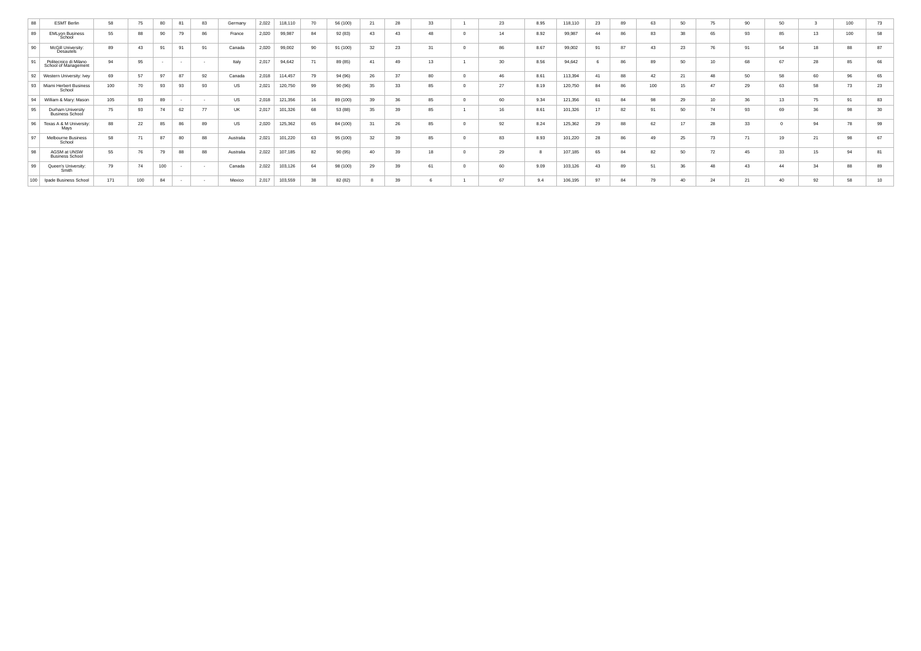| | | | | | | | | | | | | | | | | | | | | | | | | | | | | | | |
|---|---|---|---|---|---|---|---|---|---|---|---|---|---|---|---|---|---|---|---|---|---|---|---|---|---|---|---|---|---|---|
| 88 | ESMT Berlin | 58 | 75 | 80 | 81 | 83 | Germany | 2,022 | 118,110 | 70 | 56 (100) | 21 | 28 | 33 | 1 | 23 | 8.95 | 118,110 | 23 | 89 | 63 | 50 | 75 | 90 | 50 | 3 | 100 | 73 |
| 89 | EMLyon Business School | 55 | 88 | 90 | 79 | 86 | France | 2,020 | 99,987 | 84 | 92 (83) | 43 | 43 | 48 | 0 | 14 | 8.92 | 99,987 | 44 | 86 | 83 | 38 | 65 | 93 | 85 | 13 | 100 | 58 |
| 90 | McGill University: Desautels | 89 | 43 | 91 | 91 | 91 | Canada | 2,020 | 99,002 | 90 | 91 (100) | 32 | 23 | 31 | 0 | 86 | 8.67 | 99,002 | 91 | 87 | 43 | 23 | 76 | 91 | 54 | 18 | 88 | 87 |
| 91 | Politecnico di Milano School of Management | 94 | 95 | - | - | - | Italy | 2,017 | 94,642 | 71 | 89 (85) | 41 | 49 | 13 | 1 | 30 | 8.56 | 94,642 | 6 | 86 | 89 | 50 | 10 | 68 | 67 | 28 | 85 | 66 |
| 92 | Western University: Ivey | 69 | 57 | 97 | 87 | 92 | Canada | 2,018 | 114,457 | 79 | 94 (96) | 26 | 37 | 80 | 0 | 46 | 8.61 | 113,394 | 41 | 88 | 42 | 21 | 48 | 50 | 58 | 60 | 96 | 65 |
| 93 | Miami Herbert Business School | 100 | 70 | 93 | 93 | 93 | US | 2,021 | 120,750 | 99 | 90 (96) | 35 | 33 | 85 | 0 | 27 | 8.19 | 120,750 | 84 | 86 | 100 | 15 | 47 | 29 | 63 | 58 | 73 | 23 |
| 94 | William & Mary: Mason | 105 | 93 | 89 | - | - | US | 2,018 | 121,356 | 16 | 89 (100) | 39 | 36 | 85 | 0 | 60 | 9.34 | 121,356 | 61 | 84 | 98 | 29 | 10 | 36 | 13 | 75 | 91 | 83 |
| 95 | Durham University Business School | 75 | 93 | 74 | 62 | 77 | UK | 2,017 | 101,326 | 68 | 53 (88) | 35 | 39 | 85 | 1 | 16 | 8.61 | 101,326 | 17 | 82 | 91 | 50 | 74 | 93 | 69 | 36 | 98 | 30 |
| 96 | Texas A & M University: Mays | 88 | 22 | 85 | 86 | 89 | US | 2,020 | 125,362 | 65 | 84 (100) | 31 | 26 | 85 | 0 | 92 | 8.24 | 125,362 | 29 | 88 | 62 | 17 | 28 | 33 | 0 | 94 | 78 | 99 |
| 97 | Melbourne Business School | 58 | 71 | 87 | 80 | 88 | Australia | 2,021 | 101,220 | 63 | 95 (100) | 32 | 39 | 85 | 0 | 83 | 8.93 | 101,220 | 28 | 86 | 49 | 25 | 73 | 71 | 19 | 21 | 98 | 67 |
| 98 | AGSM at UNSW Business School | 55 | 76 | 79 | 88 | 88 | Australia | 2,022 | 107,185 | 82 | 90 (95) | 40 | 39 | 18 | 0 | 29 | 8 | 107,185 | 65 | 84 | 82 | 50 | 72 | 45 | 33 | 15 | 94 | 81 |
| 99 | Queen's University: Smith | 79 | 74 | 100 | - | - | Canada | 2,022 | 103,126 | 64 | 98 (100) | 29 | 39 | 61 | 0 | 60 | 9.09 | 103,126 | 43 | 89 | 51 | 36 | 48 | 43 | 44 | 34 | 88 | 89 |
| 100 | Ipade Business School | 171 | 100 | 84 | - | - | Mexico | 2,017 | 103,559 | 38 | 82 (82) | 8 | 39 | 6 | 1 | 67 | 9.4 | 106,195 | 97 | 84 | 79 | 40 | 24 | 21 | 40 | 92 | 58 | 10 |